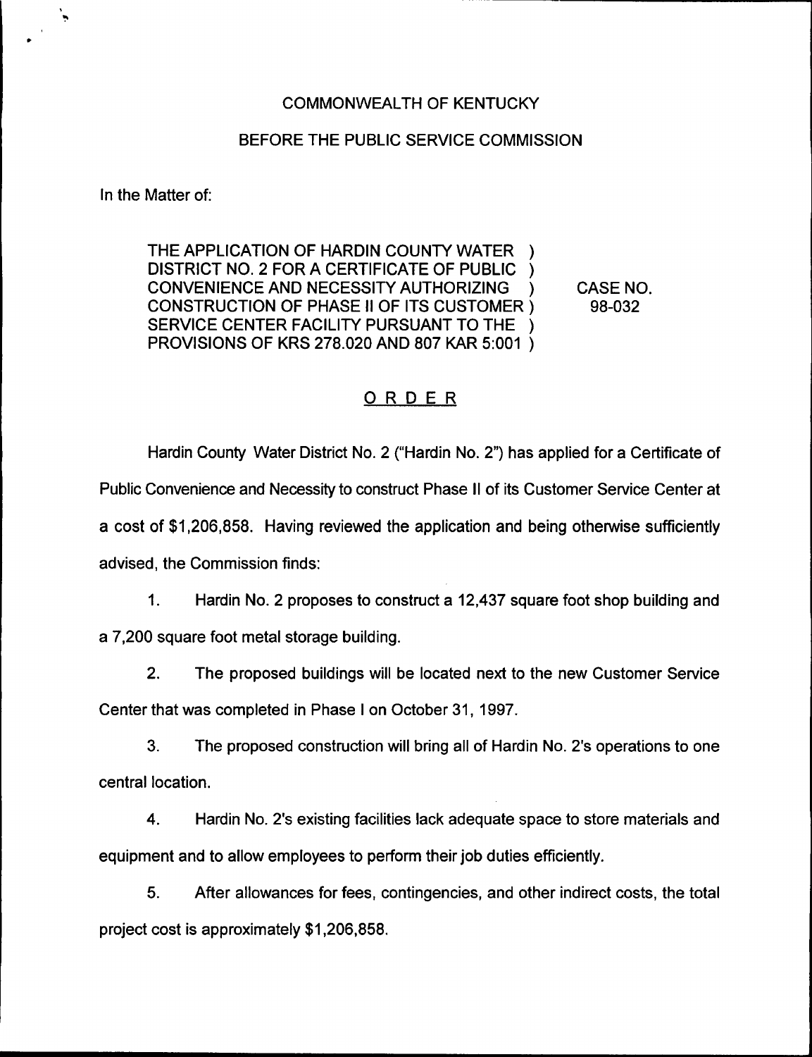COMMONWEALTH OF KENTUCKY

BEFORE THE PUBLIC SERVICE COMMISSION

In the Matter of:

THE APPLICATION OF HARDIN COUNTY WATER DISTRICT NO. 2 FOR A CERTIFICATE OF PUBLIC CONVENIENCE AND NECESSITY AUTHORIZING CONSTRUCTION OF PHASE II OF ITS CUSTOMER SERVICE CENTER FACILITY PURSUANT TO THE PROVISIONS OF KRS 278.020 AND 807 KAR 5:001

CASE NO. 98-032

## ORDER

Hardin County Water District No. 2 ("Hardin No. 2") has applied for a Certificate of Public Convenience and Necessity to construct Phase II of its Customer Service Center at a cost of $1,206,858. Having reviewed the application and being otherwise sufficiently advised, the Commission finds:

1. Hardin No. 2 proposes to construct a 12,437 square foot shop building and a 7,200 square foot metal storage building.

2. The proposed buildings will be located next to the new Customer Service Center that was completed in Phase I on October 31, 1997.

3. The proposed construction will bring all of Hardin No. 2's operations to one central location.

4. Hardin No. 2's existing facilities lack adequate space to store materials and equipment and to allow employees to perform their job duties efficiently.

5. After allowances for fees, contingencies, and other indirect costs, the total project cost is approximately $1,206,858.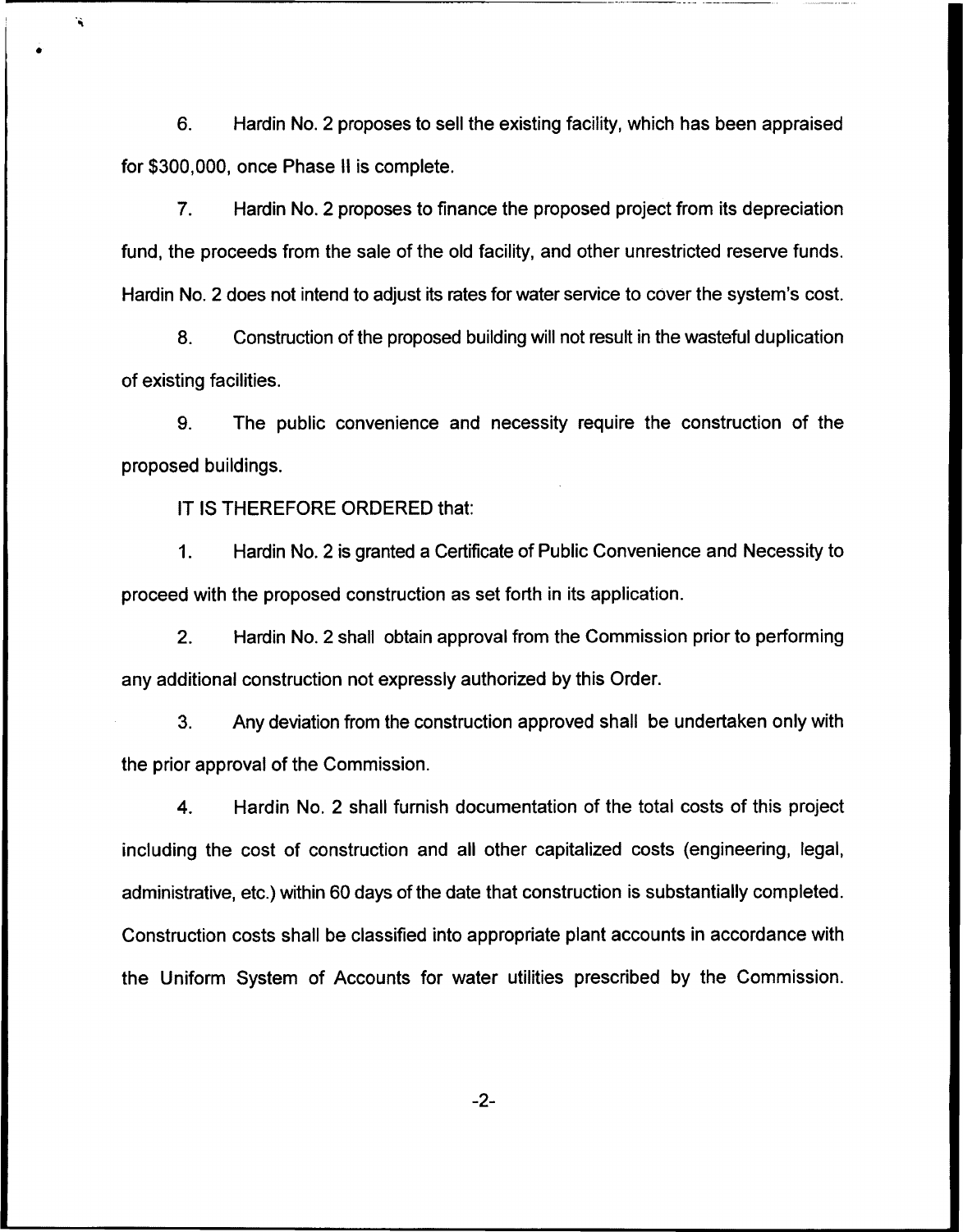6. Hardin No. 2 proposes to sell the existing facility, which has been appraised for $300,000, once Phase II is complete.

7. Hardin No. 2 proposes to finance the proposed project from its depreciation fund, the proceeds from the sale of the old facility, and other unrestricted reserve funds. Hardin No. 2 does not intend to adjust its rates for water service to cover the system's cost.

8. Construction of the proposed building will not result in the wasteful duplication of existing facilities.

9. The public convenience and necessity require the construction of the proposed buildings.

IT IS THEREFORE ORDERED that:

1. Hardin No. 2 is granted a Certificate of Public Convenience and Necessity to proceed with the proposed construction as set forth in its application.

2. Hardin No. 2 shall obtain approval from the Commission prior to performing any additional construction not expressly authorized by this Order.

3. Any deviation from the construction approved shall be undertaken only with the prior approval of the Commission.

4. Hardin No. 2 shall furnish documentation of the total costs of this project including the cost of construction and all other capitalized costs (engineering, legal, administrative, etc.) within 60 days of the date that construction is substantially completed. Construction costs shall be classified into appropriate plant accounts in accordance with the Uniform System of Accounts for water utilities prescribed by the Commission.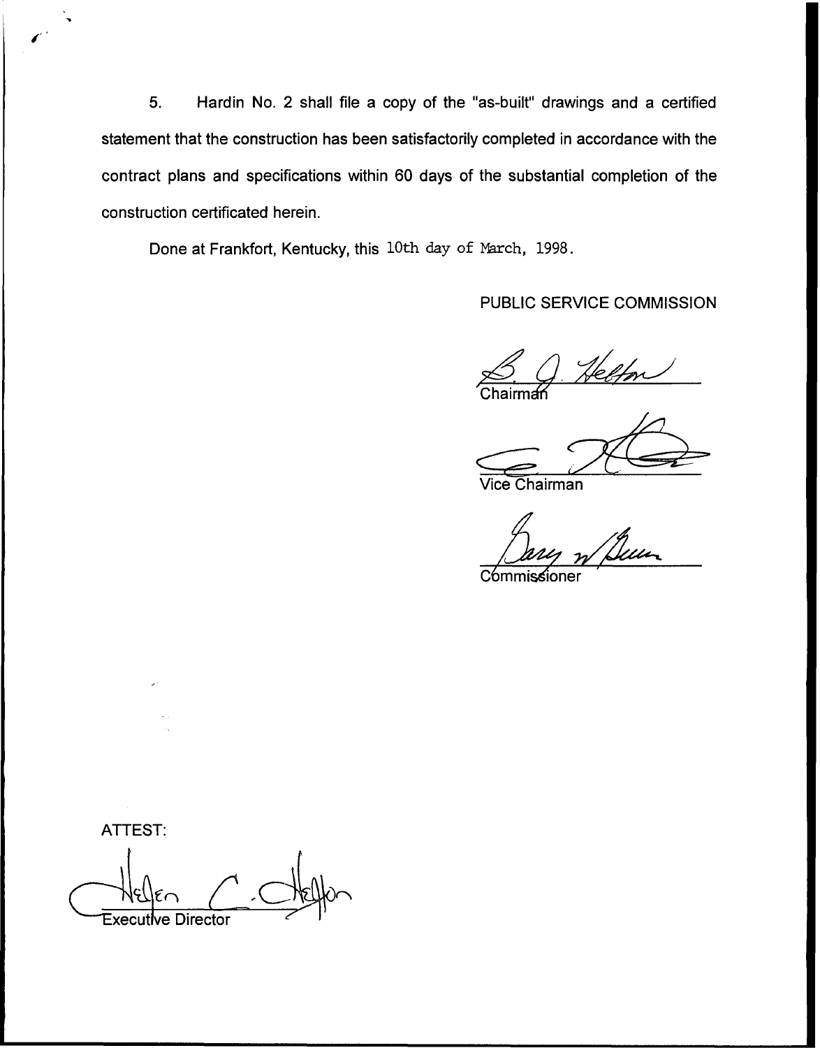5. Hardin No. 2 shall file a copy of the "as-built" drawings and a certified statement that the construction has been satisfactorily completed in accordance with the contract plans and specifications within 60 days of the substantial completion of the construction certificated herein.

Done at Frankfort, Kentucky, this 10th day of March, 1998.

PUBLIC SERVICE COMMISSION

Chairman

Vice Chairman

Commissioner

ATTEST:

Executive Director